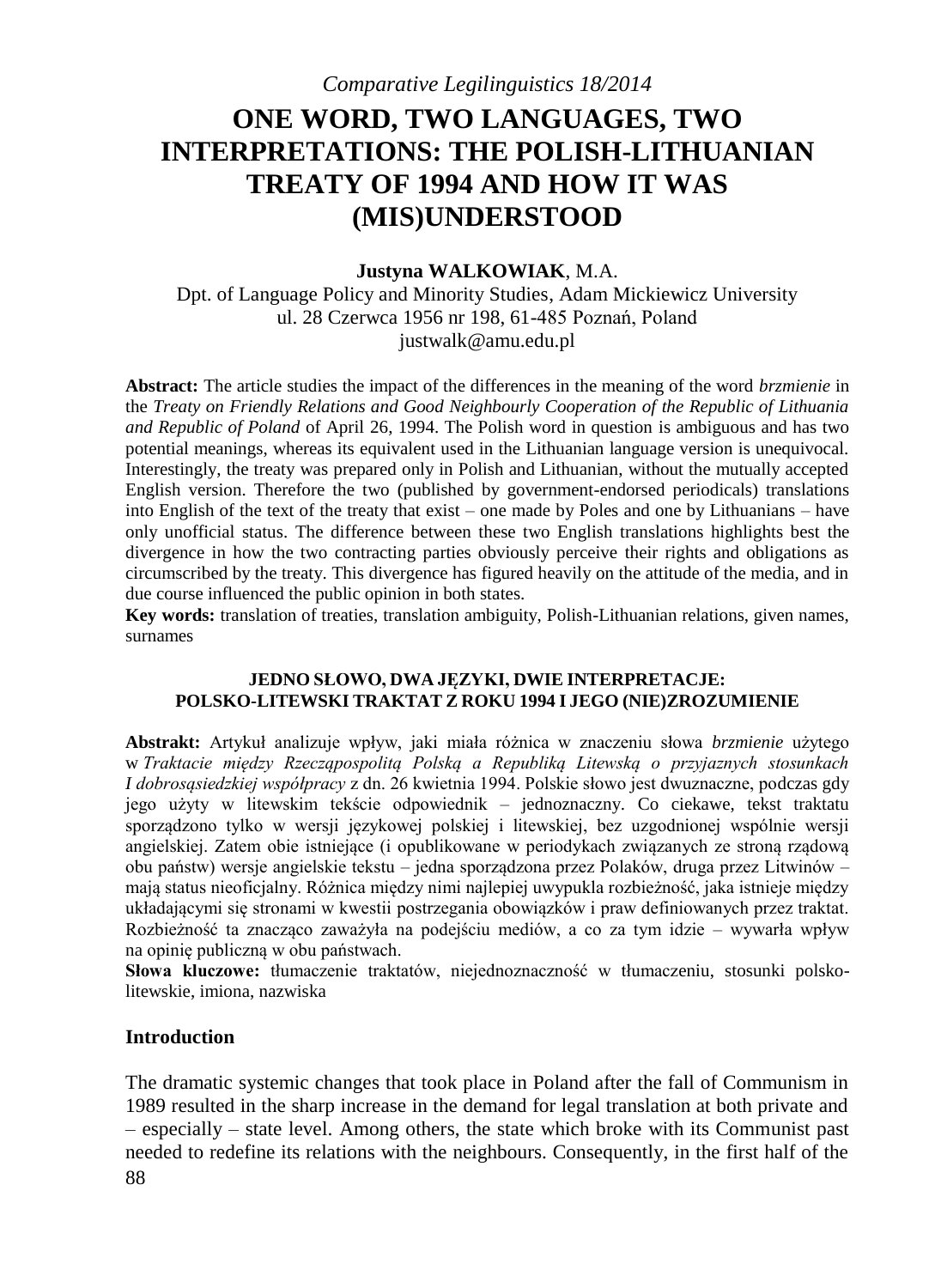# ONE WORD, TWO LANGUAGES, TWO INTERPRETATIONS: THE POLISH-LITHUANIAN TREATY OF 1994 AND HOW IT WAS (MIS)UNDERSTOOD

**Justyna WALKOWIAK**, M.A.

Dpt. of Language Policy and Minority Studies, Adam Mickiewicz University
ul. 28 Czerwca 1956 nr 198, 61-485 Poznań, Poland
justwalk@amu.edu.pl

**Abstract:** The article studies the impact of the differences in the meaning of the word *brzmienie* in the *Treaty on Friendly Relations and Good Neighbourly Cooperation of the Republic of Lithuania and Republic of Poland* of April 26, 1994. The Polish word in question is ambiguous and has two potential meanings, whereas its equivalent used in the Lithuanian language version is unequivocal. Interestingly, the treaty was prepared only in Polish and Lithuanian, without the mutually accepted English version. Therefore the two (published by government-endorsed periodicals) translations into English of the text of the treaty that exist – one made by Poles and one by Lithuanians – have only unofficial status. The difference between these two English translations highlights best the divergence in how the two contracting parties obviously perceive their rights and obligations as circumscribed by the treaty. This divergence has figured heavily on the attitude of the media, and in due course influenced the public opinion in both states.

**Key words:** translation of treaties, translation ambiguity, Polish-Lithuanian relations, given names, surnames

### JEDNO SŁOWO, DWA JĘZYKI, DWIE INTERPRETACJE: POLSKO-LITEWSKI TRAKTAT Z ROKU 1994 I JEGO (NIE)ZROZUMIENIE

**Abstrakt:** Artykuł analizuje wpływ, jaki miała różnica w znaczeniu słowa *brzmienie* użytego w *Traktacie między Rzecząpospolitą Polską a Republiką Litewską o przyjaznych stosunkach I dobrosąsiedzkiej współpracy* z dn. 26 kwietnia 1994. Polskie słowo jest dwuznaczne, podczas gdy jego użyty w litewskim tekście odpowiednik – jednoznaczny. Co ciekawe, tekst traktatu sporządzono tylko w wersji językowej polskiej i litewskiej, bez uzgodnionej wspólnie wersji angielskiej. Zatem obie istniejące (i opublikowane w periodykach związanych ze stroną rządową obu państw) wersje angielskie tekstu – jedna sporządzona przez Polaków, druga przez Litwinów – mają status nieoficjalny. Różnica między nimi najlepiej uwypukla rozbieżność, jaka istnieje między układającymi się stronami w kwestii postrzegania obowiązków i praw definiowanych przez traktat. Rozbieżność ta znacząco zaważyła na podejściu mediów, a co za tym idzie – wywarła wpływ na opinię publiczną w obu państwach.

**Słowa kluczowe:** tłumaczenie traktatów, niejednoznaczność w tłumaczeniu, stosunki polsko-litewskie, imiona, nazwiska

## Introduction

The dramatic systemic changes that took place in Poland after the fall of Communism in 1989 resulted in the sharp increase in the demand for legal translation at both private and – especially – state level. Among others, the state which broke with its Communist past needed to redefine its relations with the neighbours. Consequently, in the first half of the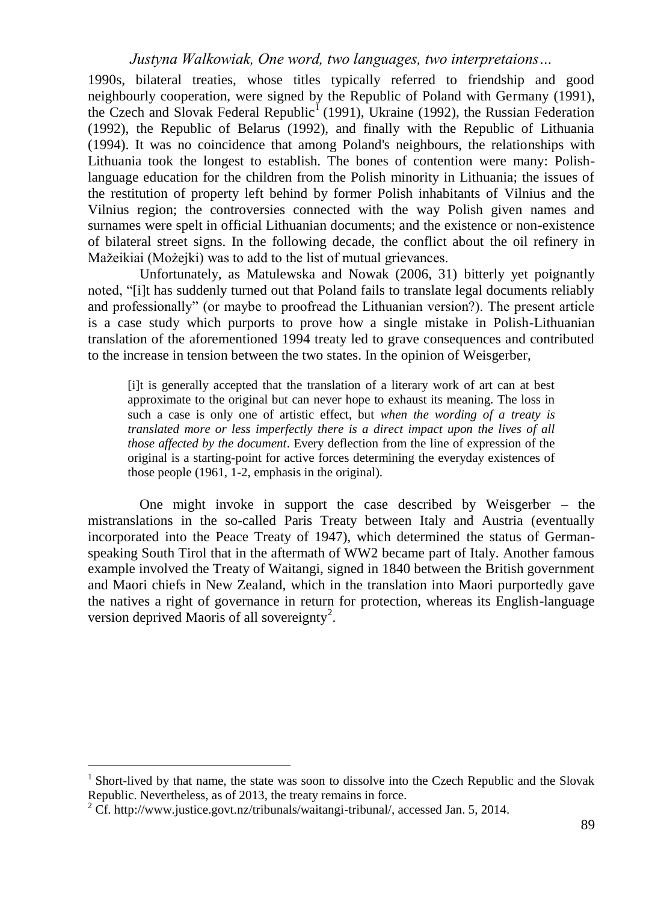1990s, bilateral treaties, whose titles typically referred to friendship and good neighbourly cooperation, were signed by the Republic of Poland with Germany (1991), the Czech and Slovak Federal Republic[1] (1991), Ukraine (1992), the Russian Federation (1992), the Republic of Belarus (1992), and finally with the Republic of Lithuania (1994). It was no coincidence that among Poland's neighbours, the relationships with Lithuania took the longest to establish. The bones of contention were many: Polish-language education for the children from the Polish minority in Lithuania; the issues of the restitution of property left behind by former Polish inhabitants of Vilnius and the Vilnius region; the controversies connected with the way Polish given names and surnames were spelt in official Lithuanian documents; and the existence or non-existence of bilateral street signs. In the following decade, the conflict about the oil refinery in Mažeikiai (Możejki) was to add to the list of mutual grievances.

Unfortunately, as Matulewska and Nowak (2006, 31) bitterly yet poignantly noted, "[i]t has suddenly turned out that Poland fails to translate legal documents reliably and professionally" (or maybe to proofread the Lithuanian version?). The present article is a case study which purports to prove how a single mistake in Polish-Lithuanian translation of the aforementioned 1994 treaty led to grave consequences and contributed to the increase in tension between the two states. In the opinion of Weisgerber,

> [i]t is generally accepted that the translation of a literary work of art can at best approximate to the original but can never hope to exhaust its meaning. The loss in such a case is only one of artistic effect, but *when the wording of a treaty is translated more or less imperfectly there is a direct impact upon the lives of all those affected by the document*. Every deflection from the line of expression of the original is a starting-point for active forces determining the everyday existences of those people (1961, 1-2, emphasis in the original).

One might invoke in support the case described by Weisgerber – the mistranslations in the so-called Paris Treaty between Italy and Austria (eventually incorporated into the Peace Treaty of 1947), which determined the status of German-speaking South Tirol that in the aftermath of WW2 became part of Italy. Another famous example involved the Treaty of Waitangi, signed in 1840 between the British government and Maori chiefs in New Zealand, which in the translation into Maori purportedly gave the natives a right of governance in return for protection, whereas its English-language version deprived Maoris of all sovereignty[2].

---

[1] Short-lived by that name, the state was soon to dissolve into the Czech Republic and the Slovak Republic. Nevertheless, as of 2013, the treaty remains in force.

[2] Cf. http://www.justice.govt.nz/tribunals/waitangi-tribunal/, accessed Jan. 5, 2014.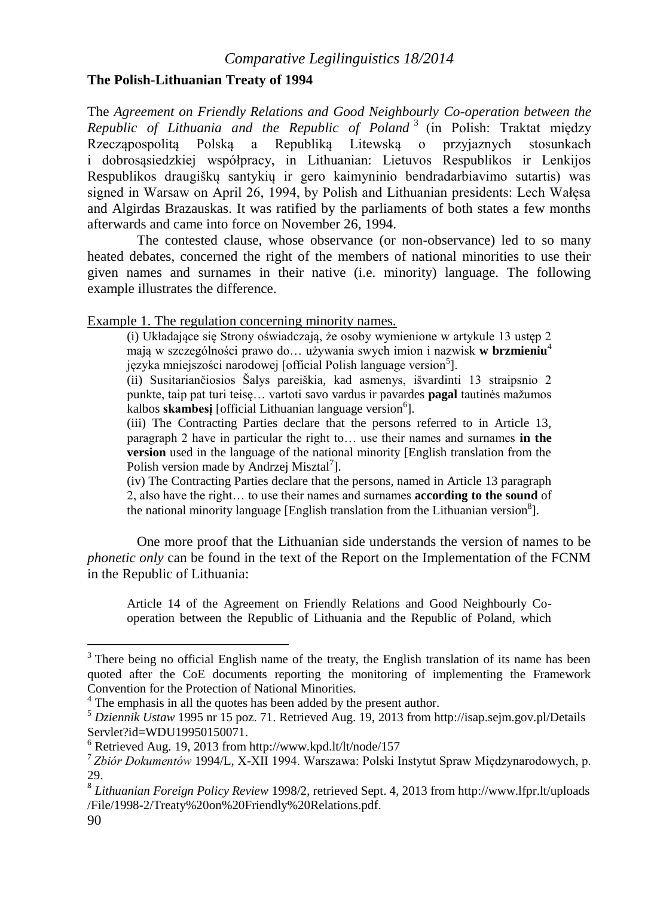**The Polish-Lithuanian Treaty of 1994**

The *Agreement on Friendly Relations and Good Neighbourly Co-operation between the Republic of Lithuania and the Republic of Poland* [3] (in Polish: Traktat między Rzecząpospolitą Polską a Republiką Litewską o przyjaznych stosunkach i dobrosąsiedzkiej współpracy, in Lithuanian: Lietuvos Respublikos ir Lenkijos Respublikos draugiškų santykių ir gero kaimyninio bendradarbiavimo sutartis) was signed in Warsaw on April 26, 1994, by Polish and Lithuanian presidents: Lech Wałęsa and Algirdas Brazauskas. It was ratified by the parliaments of both states a few months afterwards and came into force on November 26, 1994.

The contested clause, whose observance (or non-observance) led to so many heated debates, concerned the right of the members of national minorities to use their given names and surnames in their native (i.e. minority) language. The following example illustrates the difference.

Example 1. The regulation concerning minority names.

> (i) Układające się Strony oświadczają, że osoby wymienione w artykule 13 ustęp 2 mają w szczególności prawo do… używania swych imion i nazwisk **w brzmieniu**[4] języka mniejszości narodowej [official Polish language version[5]].
>
> (ii) Susitariančiosios Šalys pareiškia, kad asmenys, išvardinti 13 straipsnio 2 punkte, taip pat turi teisę… vartoti savo vardus ir pavardes **pagal** tautinės mažumos kalbos **skambesį** [official Lithuanian language version[6]].
>
> (iii) The Contracting Parties declare that the persons referred to in Article 13, paragraph 2 have in particular the right to… use their names and surnames **in the version** used in the language of the national minority [English translation from the Polish version made by Andrzej Misztal[7]].
>
> (iv) The Contracting Parties declare that the persons, named in Article 13 paragraph 2, also have the right… to use their names and surnames **according to the sound** of the national minority language [English translation from the Lithuanian version[8]].

One more proof that the Lithuanian side understands the version of names to be *phonetic only* can be found in the text of the Report on the Implementation of the FCNM in the Republic of Lithuania:

> Article 14 of the Agreement on Friendly Relations and Good Neighbourly Co-operation between the Republic of Lithuania and the Republic of Poland, which

---

[3] There being no official English name of the treaty, the English translation of its name has been quoted after the CoE documents reporting the monitoring of implementing the Framework Convention for the Protection of National Minorities.

[4] The emphasis in all the quotes has been added by the present author.

[5] *Dziennik Ustaw* 1995 nr 15 poz. 71. Retrieved Aug. 19, 2013 from http://isap.sejm.gov.pl/DetailsServlet?id=WDU19950150071.

[6] Retrieved Aug. 19, 2013 from http://www.kpd.lt/lt/node/157

[7] *Zbiór Dokumentów* 1994/L, X-XII 1994. Warszawa: Polski Instytut Spraw Międzynarodowych, p. 29.

[8] *Lithuanian Foreign Policy Review* 1998/2, retrieved Sept. 4, 2013 from http://www.lfpr.lt/uploads/File/1998-2/Treaty%20on%20Friendly%20Relations.pdf.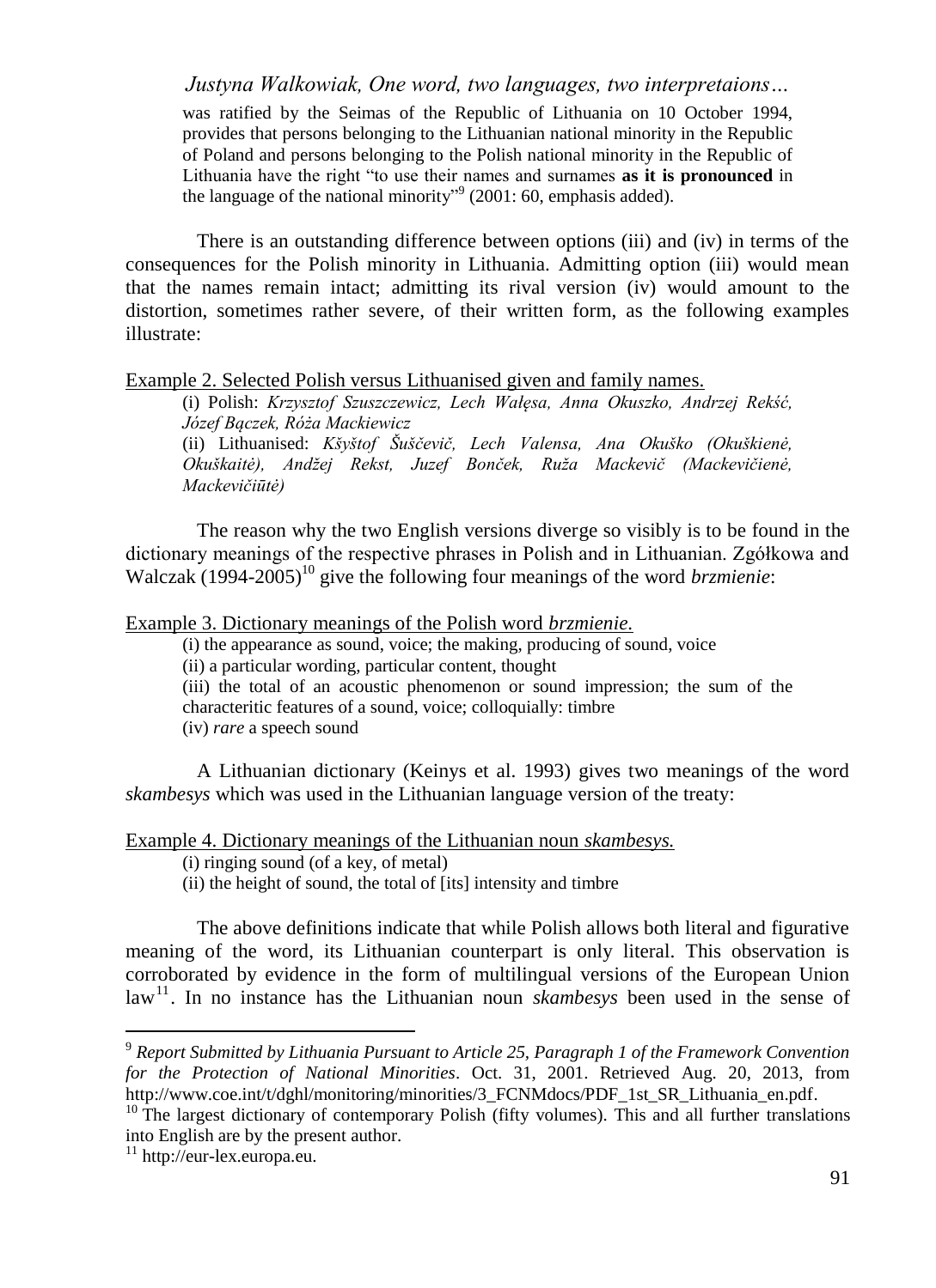was ratified by the Seimas of the Republic of Lithuania on 10 October 1994, provides that persons belonging to the Lithuanian national minority in the Republic of Poland and persons belonging to the Polish national minority in the Republic of Lithuania have the right "to use their names and surnames **as it is pronounced** in the language of the national minority"[9] (2001: 60, emphasis added).

There is an outstanding difference between options (iii) and (iv) in terms of the consequences for the Polish minority in Lithuania. Admitting option (iii) would mean that the names remain intact; admitting its rival version (iv) would amount to the distortion, sometimes rather severe, of their written form, as the following examples illustrate:

Example 2. Selected Polish versus Lithuanised given and family names.

(i) Polish: *Krzysztof Szuszczewicz, Lech Wałęsa, Anna Okuszko, Andrzej Rekść, Józef Bączek, Róża Mackiewicz*

(ii) Lithuanised: *Kšyštof Šuščevič, Lech Valensa, Ana Okuško (Okuškienė, Okuškaitė), Andžej Rekst, Juzef Bonček, Ruža Mackevič (Mackevičienė, Mackevičiūtė)*

The reason why the two English versions diverge so visibly is to be found in the dictionary meanings of the respective phrases in Polish and in Lithuanian. Zgółkowa and Walczak (1994-2005)[10] give the following four meanings of the word *brzmienie*:

Example 3. Dictionary meanings of the Polish word *brzmienie*.

(i) the appearance as sound, voice; the making, producing of sound, voice
(ii) a particular wording, particular content, thought
(iii) the total of an acoustic phenomenon or sound impression; the sum of the characteritic features of a sound, voice; colloquially: timbre
(iv) *rare* a speech sound

A Lithuanian dictionary (Keinys et al. 1993) gives two meanings of the word *skambesys* which was used in the Lithuanian language version of the treaty:

Example 4. Dictionary meanings of the Lithuanian noun *skambesys.*

(i) ringing sound (of a key, of metal)
(ii) the height of sound, the total of [its] intensity and timbre

The above definitions indicate that while Polish allows both literal and figurative meaning of the word, its Lithuanian counterpart is only literal. This observation is corroborated by evidence in the form of multilingual versions of the European Union law[11]. In no instance has the Lithuanian noun *skambesys* been used in the sense of

---

[9] *Report Submitted by Lithuania Pursuant to Article 25, Paragraph 1 of the Framework Convention for the Protection of National Minorities*. Oct. 31, 2001. Retrieved Aug. 20, 2013, from http://www.coe.int/t/dghl/monitoring/minorities/3_FCNMdocs/PDF_1st_SR_Lithuania_en.pdf.

[10] The largest dictionary of contemporary Polish (fifty volumes). This and all further translations into English are by the present author.

[11] http://eur-lex.europa.eu.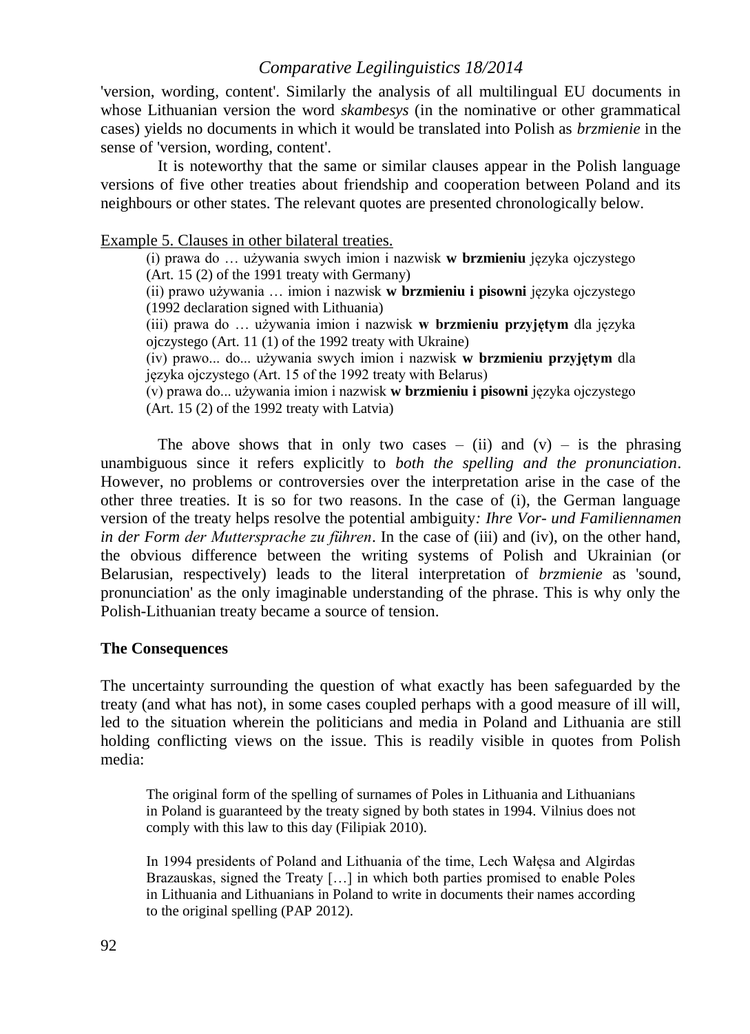'version, wording, content'. Similarly the analysis of all multilingual EU documents in whose Lithuanian version the word *skambesys* (in the nominative or other grammatical cases) yields no documents in which it would be translated into Polish as *brzmienie* in the sense of 'version, wording, content'.

It is noteworthy that the same or similar clauses appear in the Polish language versions of five other treaties about friendship and cooperation between Poland and its neighbours or other states. The relevant quotes are presented chronologically below.

Example 5. Clauses in other bilateral treaties.

> (i) prawa do … używania swych imion i nazwisk **w brzmieniu** języka ojczystego (Art. 15 (2) of the 1991 treaty with Germany)
>
> (ii) prawo używania … imion i nazwisk **w brzmieniu i pisowni** języka ojczystego (1992 declaration signed with Lithuania)
>
> (iii) prawa do … używania imion i nazwisk **w brzmieniu przyjętym** dla języka ojczystego (Art. 11 (1) of the 1992 treaty with Ukraine)
>
> (iv) prawo... do... używania swych imion i nazwisk **w brzmieniu przyjętym** dla języka ojczystego (Art. 15 of the 1992 treaty with Belarus)
>
> (v) prawa do... używania imion i nazwisk **w brzmieniu i pisowni** języka ojczystego (Art. 15 (2) of the 1992 treaty with Latvia)

The above shows that in only two cases – (ii) and (v) – is the phrasing unambiguous since it refers explicitly to *both the spelling and the pronunciation*. However, no problems or controversies over the interpretation arise in the case of the other three treaties. It is so for two reasons. In the case of (i), the German language version of the treaty helps resolve the potential ambiguity*: Ihre Vor- und Familiennamen in der Form der Muttersprache zu führen*. In the case of (iii) and (iv), on the other hand, the obvious difference between the writing systems of Polish and Ukrainian (or Belarusian, respectively) leads to the literal interpretation of *brzmienie* as 'sound, pronunciation' as the only imaginable understanding of the phrase. This is why only the Polish-Lithuanian treaty became a source of tension.

### The Consequences

The uncertainty surrounding the question of what exactly has been safeguarded by the treaty (and what has not), in some cases coupled perhaps with a good measure of ill will, led to the situation wherein the politicians and media in Poland and Lithuania are still holding conflicting views on the issue. This is readily visible in quotes from Polish media:

> The original form of the spelling of surnames of Poles in Lithuania and Lithuanians in Poland is guaranteed by the treaty signed by both states in 1994. Vilnius does not comply with this law to this day (Filipiak 2010).

> In 1994 presidents of Poland and Lithuania of the time, Lech Wałęsa and Algirdas Brazauskas, signed the Treaty […] in which both parties promised to enable Poles in Lithuania and Lithuanians in Poland to write in documents their names according to the original spelling (PAP 2012).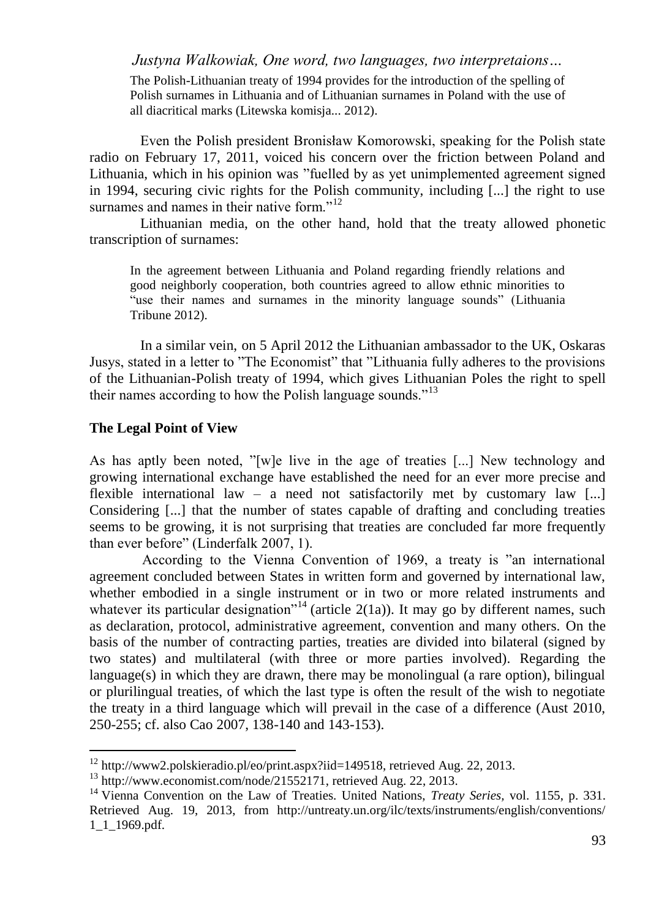The Polish-Lithuanian treaty of 1994 provides for the introduction of the spelling of Polish surnames in Lithuania and of Lithuanian surnames in Poland with the use of all diacritical marks (Litewska komisja... 2012).

Even the Polish president Bronisław Komorowski, speaking for the Polish state radio on February 17, 2011, voiced his concern over the friction between Poland and Lithuania, which in his opinion was "fuelled by as yet unimplemented agreement signed in 1994, securing civic rights for the Polish community, including [...] the right to use surnames and names in their native form."[12]

Lithuanian media, on the other hand, hold that the treaty allowed phonetic transcription of surnames:

> In the agreement between Lithuania and Poland regarding friendly relations and good neighborly cooperation, both countries agreed to allow ethnic minorities to "use their names and surnames in the minority language sounds" (Lithuania Tribune 2012).

In a similar vein, on 5 April 2012 the Lithuanian ambassador to the UK, Oskaras Jusys, stated in a letter to "The Economist" that "Lithuania fully adheres to the provisions of the Lithuanian-Polish treaty of 1994, which gives Lithuanian Poles the right to spell their names according to how the Polish language sounds."[13]

**The Legal Point of View**

As has aptly been noted, "[w]e live in the age of treaties [...] New technology and growing international exchange have established the need for an ever more precise and flexible international law – a need not satisfactorily met by customary law [...] Considering [...] that the number of states capable of drafting and concluding treaties seems to be growing, it is not surprising that treaties are concluded far more frequently than ever before" (Linderfalk 2007, 1).

According to the Vienna Convention of 1969, a treaty is "an international agreement concluded between States in written form and governed by international law, whether embodied in a single instrument or in two or more related instruments and whatever its particular designation"[14] (article 2(1a)). It may go by different names, such as declaration, protocol, administrative agreement, convention and many others. On the basis of the number of contracting parties, treaties are divided into bilateral (signed by two states) and multilateral (with three or more parties involved). Regarding the language(s) in which they are drawn, there may be monolingual (a rare option), bilingual or plurilingual treaties, of which the last type is often the result of the wish to negotiate the treaty in a third language which will prevail in the case of a difference (Aust 2010, 250-255; cf. also Cao 2007, 138-140 and 143-153).

---

[12] http://www2.polskieradio.pl/eo/print.aspx?iid=149518, retrieved Aug. 22, 2013.

[13] http://www.economist.com/node/21552171, retrieved Aug. 22, 2013.

[14] Vienna Convention on the Law of Treaties. United Nations, *Treaty Series,* vol. 1155, p. 331. Retrieved Aug. 19, 2013, from http://untreaty.un.org/ilc/texts/instruments/english/conventions/1_1_1969.pdf.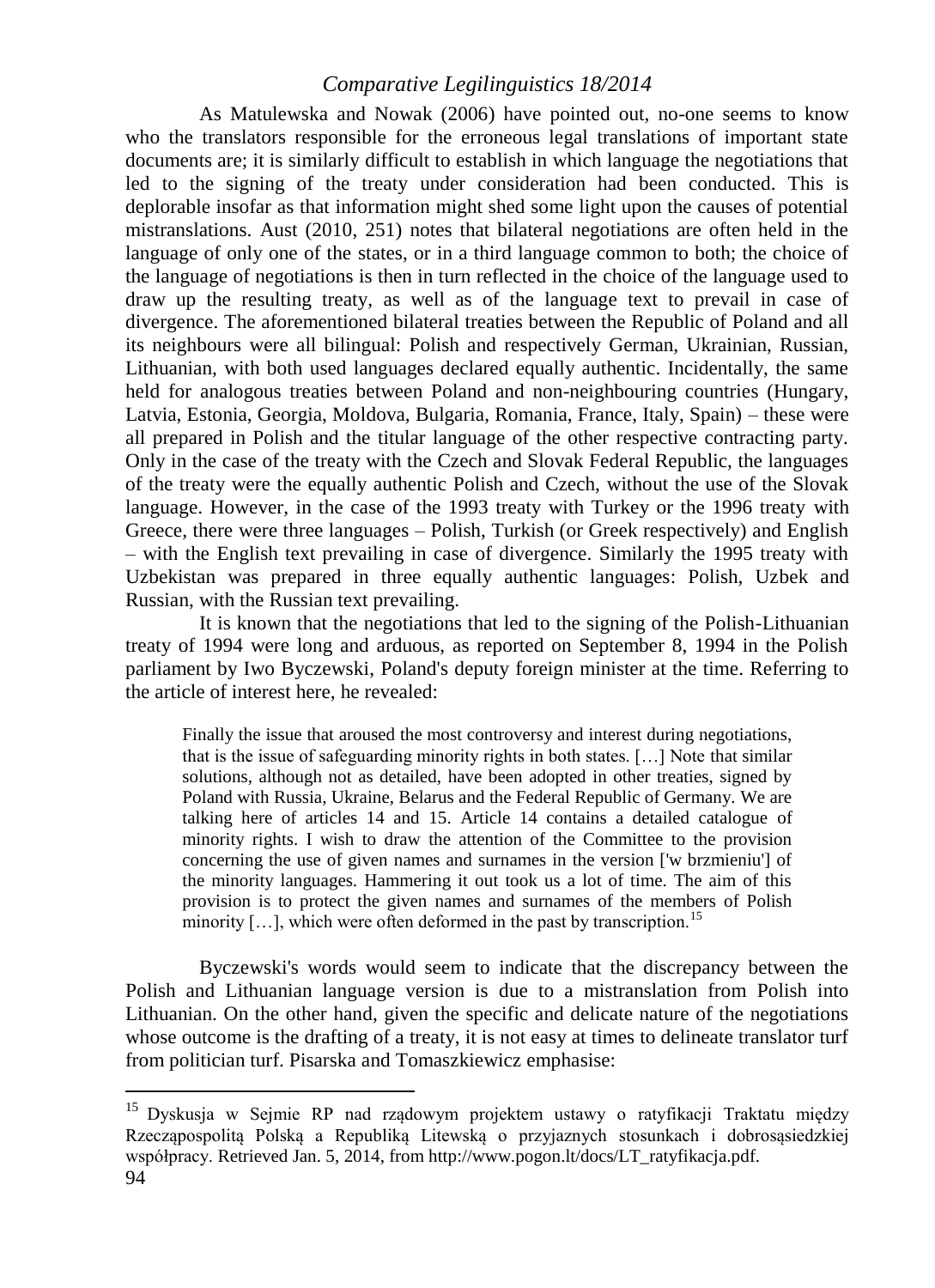As Matulewska and Nowak (2006) have pointed out, no-one seems to know who the translators responsible for the erroneous legal translations of important state documents are; it is similarly difficult to establish in which language the negotiations that led to the signing of the treaty under consideration had been conducted. This is deplorable insofar as that information might shed some light upon the causes of potential mistranslations. Aust (2010, 251) notes that bilateral negotiations are often held in the language of only one of the states, or in a third language common to both; the choice of the language of negotiations is then in turn reflected in the choice of the language used to draw up the resulting treaty, as well as of the language text to prevail in case of divergence. The aforementioned bilateral treaties between the Republic of Poland and all its neighbours were all bilingual: Polish and respectively German, Ukrainian, Russian, Lithuanian, with both used languages declared equally authentic. Incidentally, the same held for analogous treaties between Poland and non-neighbouring countries (Hungary, Latvia, Estonia, Georgia, Moldova, Bulgaria, Romania, France, Italy, Spain) – these were all prepared in Polish and the titular language of the other respective contracting party. Only in the case of the treaty with the Czech and Slovak Federal Republic, the languages of the treaty were the equally authentic Polish and Czech, without the use of the Slovak language. However, in the case of the 1993 treaty with Turkey or the 1996 treaty with Greece, there were three languages – Polish, Turkish (or Greek respectively) and English – with the English text prevailing in case of divergence. Similarly the 1995 treaty with Uzbekistan was prepared in three equally authentic languages: Polish, Uzbek and Russian, with the Russian text prevailing.

It is known that the negotiations that led to the signing of the Polish-Lithuanian treaty of 1994 were long and arduous, as reported on September 8, 1994 in the Polish parliament by Iwo Byczewski, Poland's deputy foreign minister at the time. Referring to the article of interest here, he revealed:

> Finally the issue that aroused the most controversy and interest during negotiations, that is the issue of safeguarding minority rights in both states. […] Note that similar solutions, although not as detailed, have been adopted in other treaties, signed by Poland with Russia, Ukraine, Belarus and the Federal Republic of Germany. We are talking here of articles 14 and 15. Article 14 contains a detailed catalogue of minority rights. I wish to draw the attention of the Committee to the provision concerning the use of given names and surnames in the version ['w brzmieniu'] of the minority languages. Hammering it out took us a lot of time. The aim of this provision is to protect the given names and surnames of the members of Polish minority […], which were often deformed in the past by transcription.[15]

Byczewski's words would seem to indicate that the discrepancy between the Polish and Lithuanian language version is due to a mistranslation from Polish into Lithuanian. On the other hand, given the specific and delicate nature of the negotiations whose outcome is the drafting of a treaty, it is not easy at times to delineate translator turf from politician turf. Pisarska and Tomaszkiewicz emphasise:

---

[15] Dyskusja w Sejmie RP nad rządowym projektem ustawy o ratyfikacji Traktatu między Rzecząpospolitą Polską a Republiką Litewską o przyjaznych stosunkach i dobrosąsiedzkiej współpracy. Retrieved Jan. 5, 2014, from http://www.pogon.lt/docs/LT_ratyfikacja.pdf.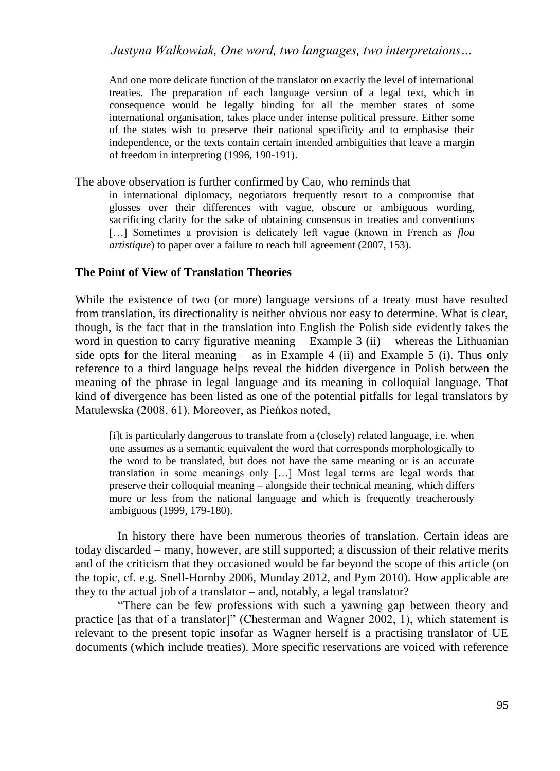> And one more delicate function of the translator on exactly the level of international treaties. The preparation of each language version of a legal text, which in consequence would be legally binding for all the member states of some international organisation, takes place under intense political pressure. Either some of the states wish to preserve their national specificity and to emphasise their independence, or the texts contain certain intended ambiguities that leave a margin of freedom in interpreting (1996, 190-191).

The above observation is further confirmed by Cao, who reminds that

> in international diplomacy, negotiators frequently resort to a compromise that glosses over their differences with vague, obscure or ambiguous wording, sacrificing clarity for the sake of obtaining consensus in treaties and conventions […] Sometimes a provision is delicately left vague (known in French as *flou artistique*) to paper over a failure to reach full agreement (2007, 153).

### The Point of View of Translation Theories

While the existence of two (or more) language versions of a treaty must have resulted from translation, its directionality is neither obvious nor easy to determine. What is clear, though, is the fact that in the translation into English the Polish side evidently takes the word in question to carry figurative meaning – Example 3 (ii) – whereas the Lithuanian side opts for the literal meaning – as in Example 4 (ii) and Example 5 (i). Thus only reference to a third language helps reveal the hidden divergence in Polish between the meaning of the phrase in legal language and its meaning in colloquial language. That kind of divergence has been listed as one of the potential pitfalls for legal translators by Matulewska (2008, 61). Moreover, as Pieńkos noted,

> [i]t is particularly dangerous to translate from a (closely) related language, i.e. when one assumes as a semantic equivalent the word that corresponds morphologically to the word to be translated, but does not have the same meaning or is an accurate translation in some meanings only […] Most legal terms are legal words that preserve their colloquial meaning – alongside their technical meaning, which differs more or less from the national language and which is frequently treacherously ambiguous (1999, 179-180).

In history there have been numerous theories of translation. Certain ideas are today discarded – many, however, are still supported; a discussion of their relative merits and of the criticism that they occasioned would be far beyond the scope of this article (on the topic, cf. e.g. Snell-Hornby 2006, Munday 2012, and Pym 2010). How applicable are they to the actual job of a translator – and, notably, a legal translator?

"There can be few professions with such a yawning gap between theory and practice [as that of a translator]" (Chesterman and Wagner 2002, 1), which statement is relevant to the present topic insofar as Wagner herself is a practising translator of UE documents (which include treaties). More specific reservations are voiced with reference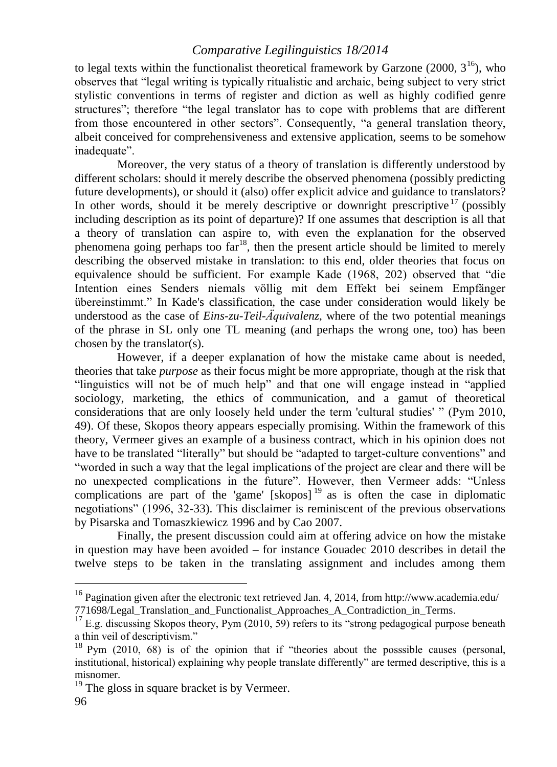to legal texts within the functionalist theoretical framework by Garzone (2000, 3[16]), who observes that "legal writing is typically ritualistic and archaic, being subject to very strict stylistic conventions in terms of register and diction as well as highly codified genre structures"; therefore "the legal translator has to cope with problems that are different from those encountered in other sectors". Consequently, "a general translation theory, albeit conceived for comprehensiveness and extensive application, seems to be somehow inadequate".

Moreover, the very status of a theory of translation is differently understood by different scholars: should it merely describe the observed phenomena (possibly predicting future developments), or should it (also) offer explicit advice and guidance to translators? In other words, should it be merely descriptive or downright prescriptive[17] (possibly including description as its point of departure)? If one assumes that description is all that a theory of translation can aspire to, with even the explanation for the observed phenomena going perhaps too far[18], then the present article should be limited to merely describing the observed mistake in translation: to this end, older theories that focus on equivalence should be sufficient. For example Kade (1968, 202) observed that "die Intention eines Senders niemals völlig mit dem Effekt bei seinem Empfänger übereinstimmt." In Kade's classification, the case under consideration would likely be understood as the case of *Eins-zu-Teil-Äquivalenz*, where of the two potential meanings of the phrase in SL only one TL meaning (and perhaps the wrong one, too) has been chosen by the translator(s).

However, if a deeper explanation of how the mistake came about is needed, theories that take *purpose* as their focus might be more appropriate, though at the risk that "linguistics will not be of much help" and that one will engage instead in "applied sociology, marketing, the ethics of communication, and a gamut of theoretical considerations that are only loosely held under the term 'cultural studies' " (Pym 2010, 49). Of these, Skopos theory appears especially promising. Within the framework of this theory, Vermeer gives an example of a business contract, which in his opinion does not have to be translated "literally" but should be "adapted to target-culture conventions" and "worded in such a way that the legal implications of the project are clear and there will be no unexpected complications in the future". However, then Vermeer adds: "Unless complications are part of the 'game' [skopos][19] as is often the case in diplomatic negotiations" (1996, 32-33). This disclaimer is reminiscent of the previous observations by Pisarska and Tomaszkiewicz 1996 and by Cao 2007.

Finally, the present discussion could aim at offering advice on how the mistake in question may have been avoided – for instance Gouadec 2010 describes in detail the twelve steps to be taken in the translating assignment and includes among them

---

[16] Pagination given after the electronic text retrieved Jan. 4, 2014, from http://www.academia.edu/771698/Legal_Translation_and_Functionalist_Approaches_A_Contradiction_in_Terms.

[17] E.g. discussing Skopos theory, Pym (2010, 59) refers to its "strong pedagogical purpose beneath a thin veil of descriptivism."

[18] Pym (2010, 68) is of the opinion that if "theories about the posssible causes (personal, institutional, historical) explaining why people translate differently" are termed descriptive, this is a misnomer.

[19] The gloss in square bracket is by Vermeer.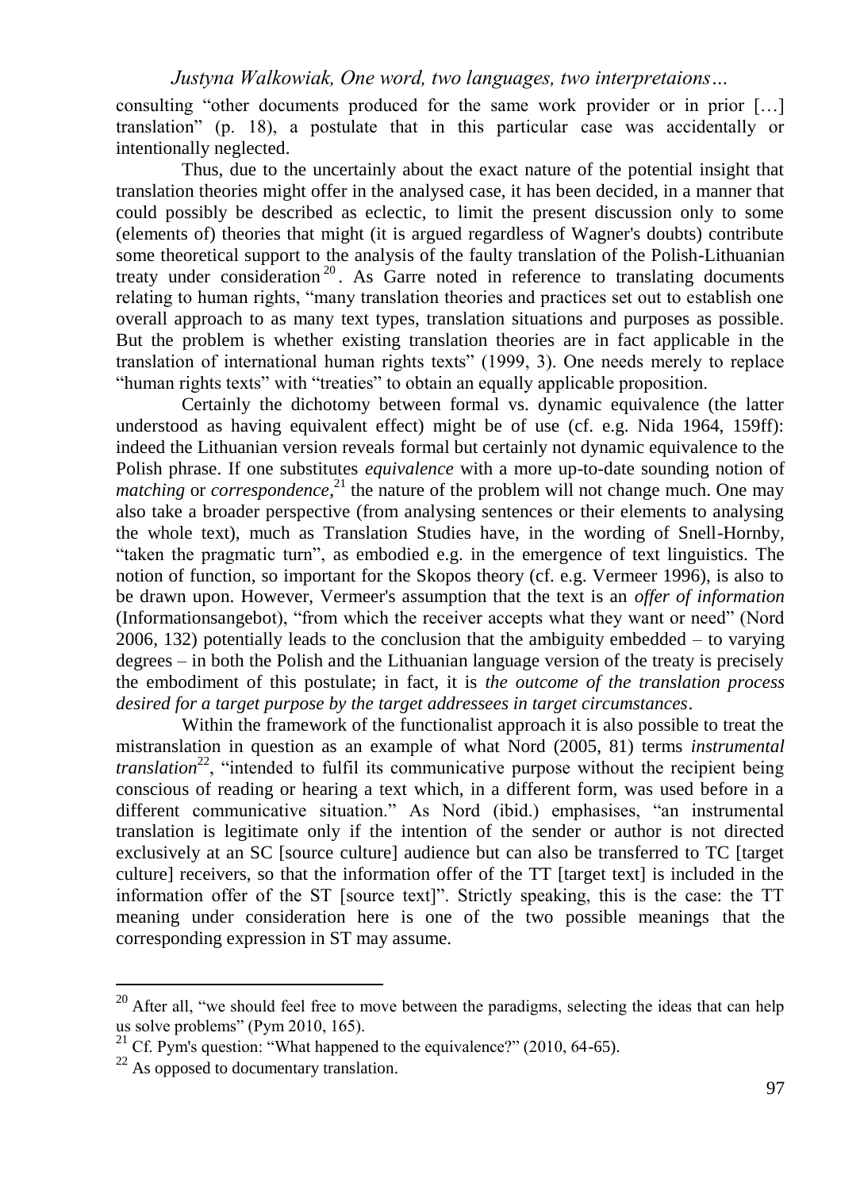consulting "other documents produced for the same work provider or in prior […] translation" (p. 18), a postulate that in this particular case was accidentally or intentionally neglected.

Thus, due to the uncertainly about the exact nature of the potential insight that translation theories might offer in the analysed case, it has been decided, in a manner that could possibly be described as eclectic, to limit the present discussion only to some (elements of) theories that might (it is argued regardless of Wagner's doubts) contribute some theoretical support to the analysis of the faulty translation of the Polish-Lithuanian treaty under consideration[20]. As Garre noted in reference to translating documents relating to human rights, "many translation theories and practices set out to establish one overall approach to as many text types, translation situations and purposes as possible. But the problem is whether existing translation theories are in fact applicable in the translation of international human rights texts" (1999, 3). One needs merely to replace "human rights texts" with "treaties" to obtain an equally applicable proposition.

Certainly the dichotomy between formal vs. dynamic equivalence (the latter understood as having equivalent effect) might be of use (cf. e.g. Nida 1964, 159ff): indeed the Lithuanian version reveals formal but certainly not dynamic equivalence to the Polish phrase. If one substitutes *equivalence* with a more up-to-date sounding notion of *matching* or *correspondence*,[21] the nature of the problem will not change much. One may also take a broader perspective (from analysing sentences or their elements to analysing the whole text), much as Translation Studies have, in the wording of Snell-Hornby, "taken the pragmatic turn", as embodied e.g. in the emergence of text linguistics. The notion of function, so important for the Skopos theory (cf. e.g. Vermeer 1996), is also to be drawn upon. However, Vermeer's assumption that the text is an *offer of information* (Informationsangebot), "from which the receiver accepts what they want or need" (Nord 2006, 132) potentially leads to the conclusion that the ambiguity embedded – to varying degrees – in both the Polish and the Lithuanian language version of the treaty is precisely the embodiment of this postulate; in fact, it is *the outcome of the translation process desired for a target purpose by the target addressees in target circumstances*.

Within the framework of the functionalist approach it is also possible to treat the mistranslation in question as an example of what Nord (2005, 81) terms *instrumental translation*[22], "intended to fulfil its communicative purpose without the recipient being conscious of reading or hearing a text which, in a different form, was used before in a different communicative situation." As Nord (ibid.) emphasises, "an instrumental translation is legitimate only if the intention of the sender or author is not directed exclusively at an SC [source culture] audience but can also be transferred to TC [target culture] receivers, so that the information offer of the TT [target text] is included in the information offer of the ST [source text]". Strictly speaking, this is the case: the TT meaning under consideration here is one of the two possible meanings that the corresponding expression in ST may assume.

---

[20] After all, "we should feel free to move between the paradigms, selecting the ideas that can help us solve problems" (Pym 2010, 165).

[21] Cf. Pym's question: "What happened to the equivalence?" (2010, 64-65).

[22] As opposed to documentary translation.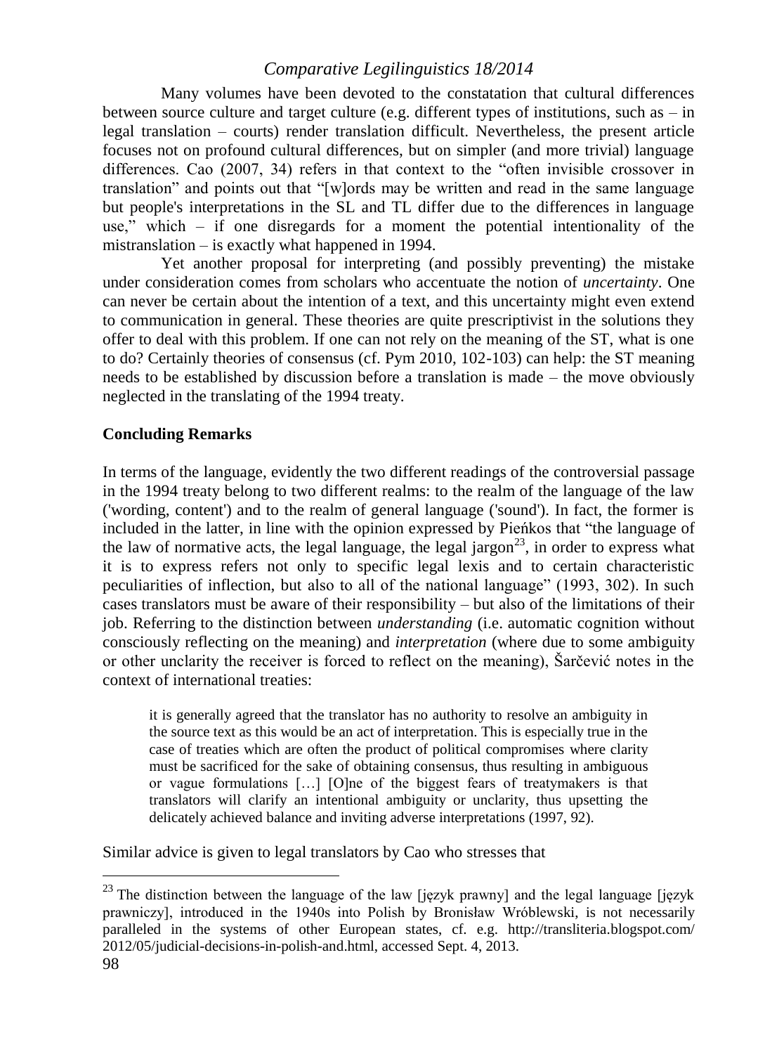Many volumes have been devoted to the constatation that cultural differences between source culture and target culture (e.g. different types of institutions, such as – in legal translation – courts) render translation difficult. Nevertheless, the present article focuses not on profound cultural differences, but on simpler (and more trivial) language differences. Cao (2007, 34) refers in that context to the "often invisible crossover in translation" and points out that "[w]ords may be written and read in the same language but people's interpretations in the SL and TL differ due to the differences in language use," which – if one disregards for a moment the potential intentionality of the mistranslation – is exactly what happened in 1994.

Yet another proposal for interpreting (and possibly preventing) the mistake under consideration comes from scholars who accentuate the notion of *uncertainty*. One can never be certain about the intention of a text, and this uncertainty might even extend to communication in general. These theories are quite prescriptivist in the solutions they offer to deal with this problem. If one can not rely on the meaning of the ST, what is one to do? Certainly theories of consensus (cf. Pym 2010, 102-103) can help: the ST meaning needs to be established by discussion before a translation is made – the move obviously neglected in the translating of the 1994 treaty.

**Concluding Remarks**

In terms of the language, evidently the two different readings of the controversial passage in the 1994 treaty belong to two different realms: to the realm of the language of the law ('wording, content') and to the realm of general language ('sound'). In fact, the former is included in the latter, in line with the opinion expressed by Pieńkos that "the language of the law of normative acts, the legal language, the legal jargon[23], in order to express what it is to express refers not only to specific legal lexis and to certain characteristic peculiarities of inflection, but also to all of the national language" (1993, 302). In such cases translators must be aware of their responsibility – but also of the limitations of their job. Referring to the distinction between *understanding* (i.e. automatic cognition without consciously reflecting on the meaning) and *interpretation* (where due to some ambiguity or other unclarity the receiver is forced to reflect on the meaning), Šarčević notes in the context of international treaties:

> it is generally agreed that the translator has no authority to resolve an ambiguity in the source text as this would be an act of interpretation. This is especially true in the case of treaties which are often the product of political compromises where clarity must be sacrificed for the sake of obtaining consensus, thus resulting in ambiguous or vague formulations […] [O]ne of the biggest fears of treatymakers is that translators will clarify an intentional ambiguity or unclarity, thus upsetting the delicately achieved balance and inviting adverse interpretations (1997, 92).

Similar advice is given to legal translators by Cao who stresses that

---

[23] The distinction between the language of the law [język prawny] and the legal language [język prawniczy], introduced in the 1940s into Polish by Bronisław Wróblewski, is not necessarily paralleled in the systems of other European states, cf. e.g. http://transliteria.blogspot.com/2012/05/judicial-decisions-in-polish-and.html, accessed Sept. 4, 2013.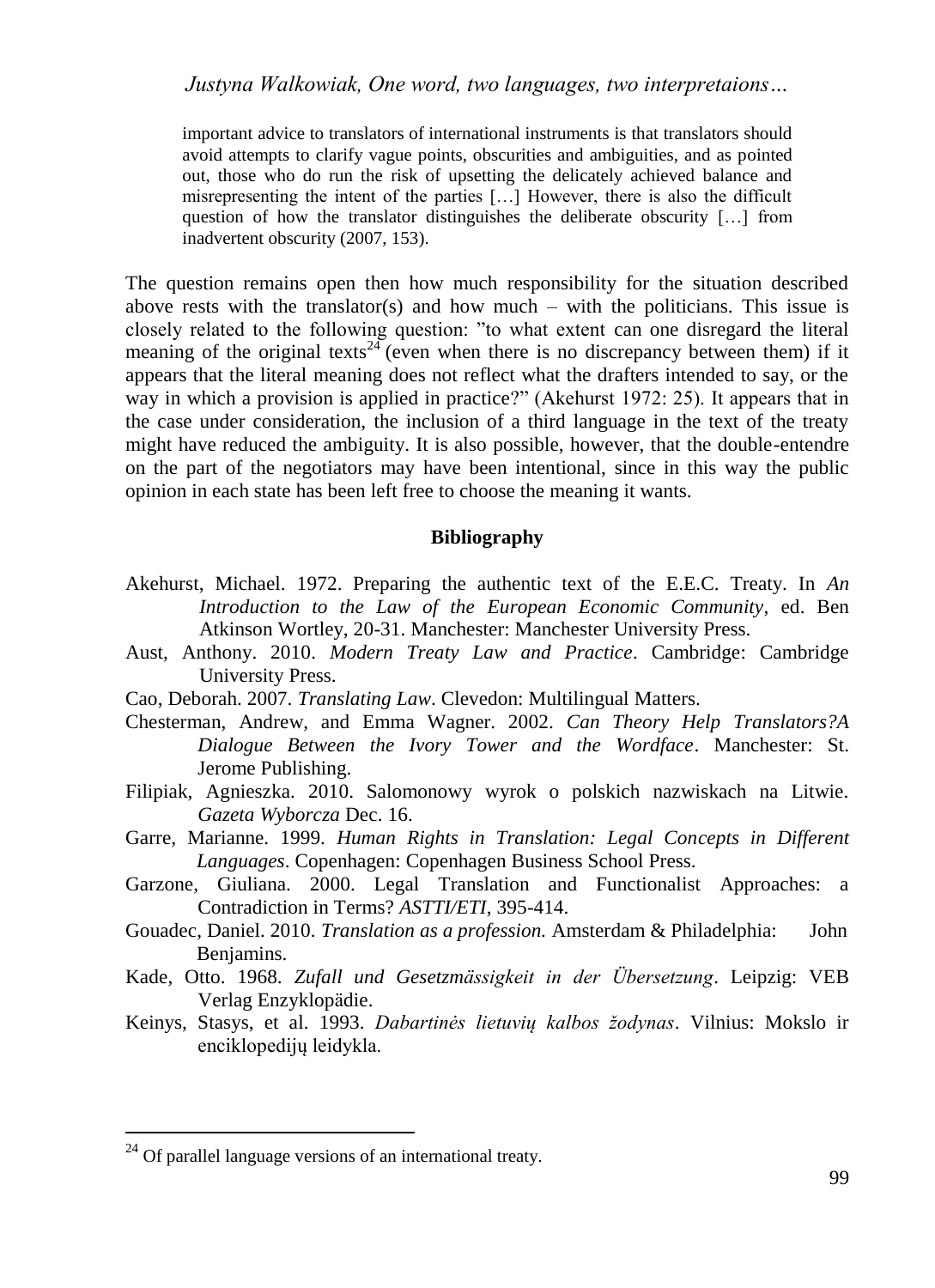> important advice to translators of international instruments is that translators should avoid attempts to clarify vague points, obscurities and ambiguities, and as pointed out, those who do run the risk of upsetting the delicately achieved balance and misrepresenting the intent of the parties […] However, there is also the difficult question of how the translator distinguishes the deliberate obscurity […] from inadvertent obscurity (2007, 153).

The question remains open then how much responsibility for the situation described above rests with the translator(s) and how much – with the politicians. This issue is closely related to the following question: "to what extent can one disregard the literal meaning of the original texts[24] (even when there is no discrepancy between them) if it appears that the literal meaning does not reflect what the drafters intended to say, or the way in which a provision is applied in practice?" (Akehurst 1972: 25). It appears that in the case under consideration, the inclusion of a third language in the text of the treaty might have reduced the ambiguity. It is also possible, however, that the double-entendre on the part of the negotiators may have been intentional, since in this way the public opinion in each state has been left free to choose the meaning it wants.

## Bibliography

Akehurst, Michael. 1972. Preparing the authentic text of the E.E.C. Treaty. In *An Introduction to the Law of the European Economic Community*, ed. Ben Atkinson Wortley, 20-31. Manchester: Manchester University Press.

Aust, Anthony. 2010. *Modern Treaty Law and Practice*. Cambridge: Cambridge University Press.

Cao, Deborah. 2007. *Translating Law*. Clevedon: Multilingual Matters.

Chesterman, Andrew, and Emma Wagner. 2002. *Can Theory Help Translators?A Dialogue Between the Ivory Tower and the Wordface*. Manchester: St. Jerome Publishing.

Filipiak, Agnieszka. 2010. Salomonowy wyrok o polskich nazwiskach na Litwie. *Gazeta Wyborcza* Dec. 16.

Garre, Marianne. 1999. *Human Rights in Translation: Legal Concepts in Different Languages*. Copenhagen: Copenhagen Business School Press.

Garzone, Giuliana. 2000. Legal Translation and Functionalist Approaches: a Contradiction in Terms? *ASTTI/ETI*, 395-414.

Gouadec, Daniel. 2010. *Translation as a profession.* Amsterdam & Philadelphia: John Benjamins.

Kade, Otto. 1968. *Zufall und Gesetzmässigkeit in der Übersetzung*. Leipzig: VEB Verlag Enzyklopädie.

Keinys, Stasys, et al. 1993. *Dabartinės lietuvių kalbos žodynas*. Vilnius: Mokslo ir enciklopedijų leidykla.

---

[24] Of parallel language versions of an international treaty.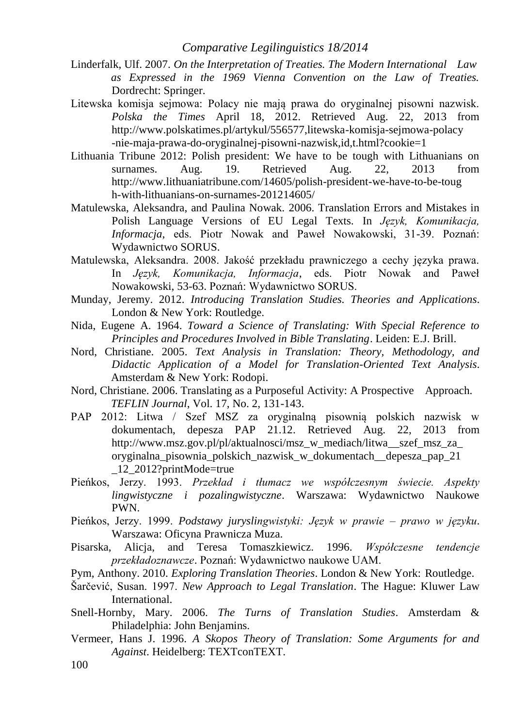Linderfalk, Ulf. 2007. *On the Interpretation of Treaties. The Modern International Law as Expressed in the 1969 Vienna Convention on the Law of Treaties.* Dordrecht: Springer.

Litewska komisja sejmowa: Polacy nie mają prawa do oryginalnej pisowni nazwisk. *Polska the Times* April 18, 2012. Retrieved Aug. 22, 2013 from http://www.polskatimes.pl/artykul/556577,litewska-komisja-sejmowa-polacy-nie-maja-prawa-do-oryginalnej-pisowni-nazwisk,id,t.html?cookie=1

Lithuania Tribune 2012: Polish president: We have to be tough with Lithuanians on surnames. Aug. 19. Retrieved Aug. 22, 2013 from http://www.lithuaniatribune.com/14605/polish-president-we-have-to-be-tough-with-lithuanians-on-surnames-201214605/

Matulewska, Aleksandra, and Paulina Nowak. 2006. Translation Errors and Mistakes in Polish Language Versions of EU Legal Texts. In *Język, Komunikacja, Informacja*, eds. Piotr Nowak and Paweł Nowakowski, 31-39. Poznań: Wydawnictwo SORUS.

Matulewska, Aleksandra. 2008. Jakość przekładu prawniczego a cechy języka prawa. In *Język, Komunikacja, Informacja*, eds. Piotr Nowak and Paweł Nowakowski, 53-63. Poznań: Wydawnictwo SORUS.

Munday, Jeremy. 2012. *Introducing Translation Studies. Theories and Applications*. London & New York: Routledge.

Nida, Eugene A. 1964. *Toward a Science of Translating: With Special Reference to Principles and Procedures Involved in Bible Translating*. Leiden: E.J. Brill.

Nord, Christiane. 2005. *Text Analysis in Translation: Theory, Methodology, and Didactic Application of a Model for Translation-Oriented Text Analysis*. Amsterdam & New York: Rodopi.

Nord, Christiane. 2006. Translating as a Purposeful Activity: A Prospective Approach. *TEFLIN Journal*, Vol. 17, No. 2, 131-143.

PAP 2012: Litwa / Szef MSZ za oryginalną pisownią polskich nazwisk w dokumentach, depesza PAP 21.12. Retrieved Aug. 22, 2013 from http://www.msz.gov.pl/pl/aktualnosci/msz_w_mediach/litwa__szef_msz_za_oryginalna_pisownia_polskich_nazwisk_w_dokumentach__depesza_pap_21_12_2012?printMode=true

Pieńkos, Jerzy. 1993. *Przekład i tłumacz we współczesnym świecie. Aspekty lingwistyczne i pozalingwistyczne*. Warszawa: Wydawnictwo Naukowe PWN.

Pieńkos, Jerzy. 1999. *Podstawy juryslingwistyki: Język w prawie – prawo w języku*. Warszawa: Oficyna Prawnicza Muza.

Pisarska, Alicja, and Teresa Tomaszkiewicz. 1996. *Współczesne tendencje przekładoznawcze*. Poznań: Wydawnictwo naukowe UAM.

Pym, Anthony. 2010. *Exploring Translation Theories*. London & New York: Routledge.

Šarčević, Susan. 1997. *New Approach to Legal Translation*. The Hague: Kluwer Law International.

Snell-Hornby, Mary. 2006. *The Turns of Translation Studies*. Amsterdam & Philadelphia: John Benjamins.

Vermeer, Hans J. 1996. *A Skopos Theory of Translation: Some Arguments for and Against*. Heidelberg: TEXTconTEXT.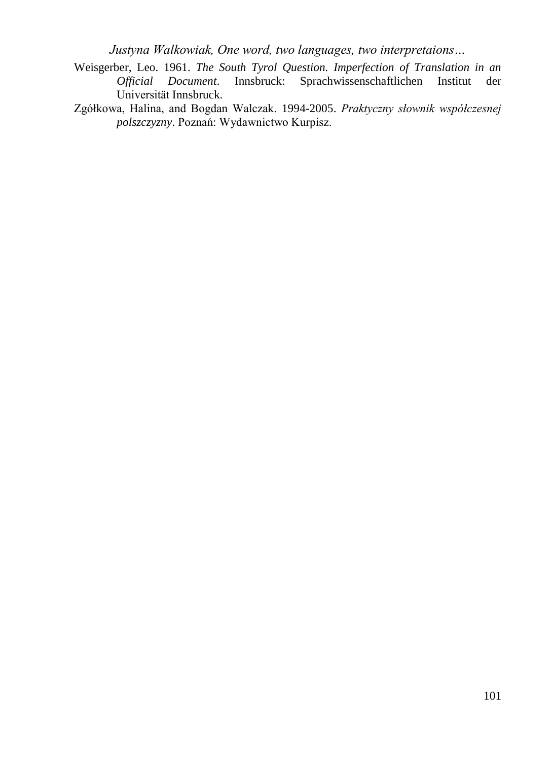Weisgerber, Leo. 1961. *The South Tyrol Question. Imperfection of Translation in an Official Document*. Innsbruck: Sprachwissenschaftlichen Institut der Universität Innsbruck.

Zgółkowa, Halina, and Bogdan Walczak. 1994-2005. *Praktyczny słownik współczesnej polszczyzny*. Poznań: Wydawnictwo Kurpisz.